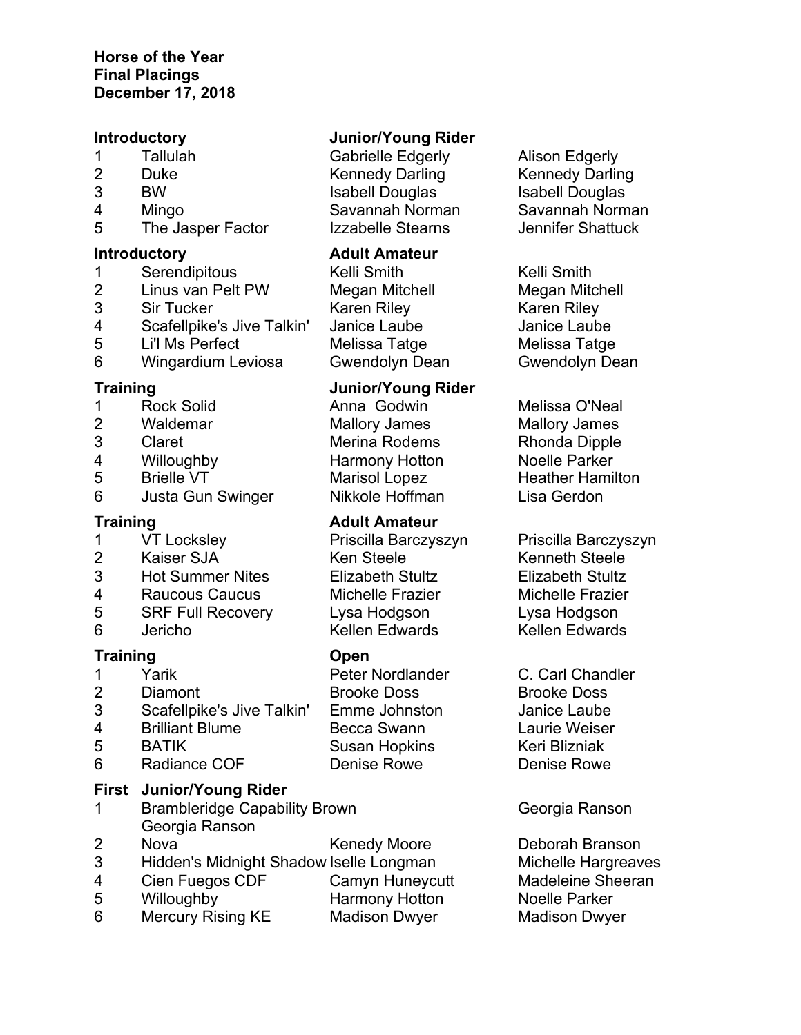**Horse of the Year**
**Final Placings**
**December 17, 2018**

| **Introductory** | | **Junior/Young Rider** | |
|---|---|---|---|
| 1 | Tallulah | Gabrielle Edgerly | Alison Edgerly |
| 2 | Duke | Kennedy Darling | Kennedy Darling |
| 3 | BW | Isabell Douglas | Isabell Douglas |
| 4 | Mingo | Savannah Norman | Savannah Norman |
| 5 | The Jasper Factor | Izzabelle Stearns | Jennifer Shattuck |

| **Introductory** | | **Adult Amateur** | |
|---|---|---|---|
| 1 | Serendipitous | Kelli Smith | Kelli Smith |
| 2 | Linus van Pelt PW | Megan Mitchell | Megan Mitchell |
| 3 | Sir Tucker | Karen Riley | Karen Riley |
| 4 | Scafellpike's Jive Talkin' | Janice Laube | Janice Laube |
| 5 | Li'l Ms Perfect | Melissa Tatge | Melissa Tatge |
| 6 | Wingardium Leviosa | Gwendolyn Dean | Gwendolyn Dean |

| **Training** | | **Junior/Young Rider** | |
|---|---|---|---|
| 1 | Rock Solid | Anna Godwin | Melissa O'Neal |
| 2 | Waldemar | Mallory James | Mallory James |
| 3 | Claret | Merina Rodems | Rhonda Dipple |
| 4 | Willoughby | Harmony Hotton | Noelle Parker |
| 5 | Brielle VT | Marisol Lopez | Heather Hamilton |
| 6 | Justa Gun Swinger | Nikkole Hoffman | Lisa Gerdon |

| **Training** | | **Adult Amateur** | |
|---|---|---|---|
| 1 | VT Locksley | Priscilla Barczyszyn | Priscilla Barczyszyn |
| 2 | Kaiser SJA | Ken Steele | Kenneth Steele |
| 3 | Hot Summer Nites | Elizabeth Stultz | Elizabeth Stultz |
| 4 | Raucous Caucus | Michelle Frazier | Michelle Frazier |
| 5 | SRF Full Recovery | Lysa Hodgson | Lysa Hodgson |
| 6 | Jericho | Kellen Edwards | Kellen Edwards |

| **Training** | | **Open** | |
|---|---|---|---|
| 1 | Yarik | Peter Nordlander | C. Carl Chandler |
| 2 | Diamont | Brooke Doss | Brooke Doss |
| 3 | Scafellpike's Jive Talkin' | Emme Johnston | Janice Laube |
| 4 | Brilliant Blume | Becca Swann | Laurie Weiser |
| 5 | BATIK | Susan Hopkins | Keri Blizniak |
| 6 | Radiance COF | Denise Rowe | Denise Rowe |

| **First** | **Junior/Young Rider** | | |
|---|---|---|---|
| 1 | Brambleridge Capability Brown | Georgia Ranson | Georgia Ranson |
| 2 | Nova | Kenedy Moore | Deborah Branson |
| 3 | Hidden's Midnight Shadow | Iselle Longman | Michelle Hargreaves |
| 4 | Cien Fuegos CDF | Camyn Huneycutt | Madeleine Sheeran |
| 5 | Willoughby | Harmony Hotton | Noelle Parker |
| 6 | Mercury Rising KE | Madison Dwyer | Madison Dwyer |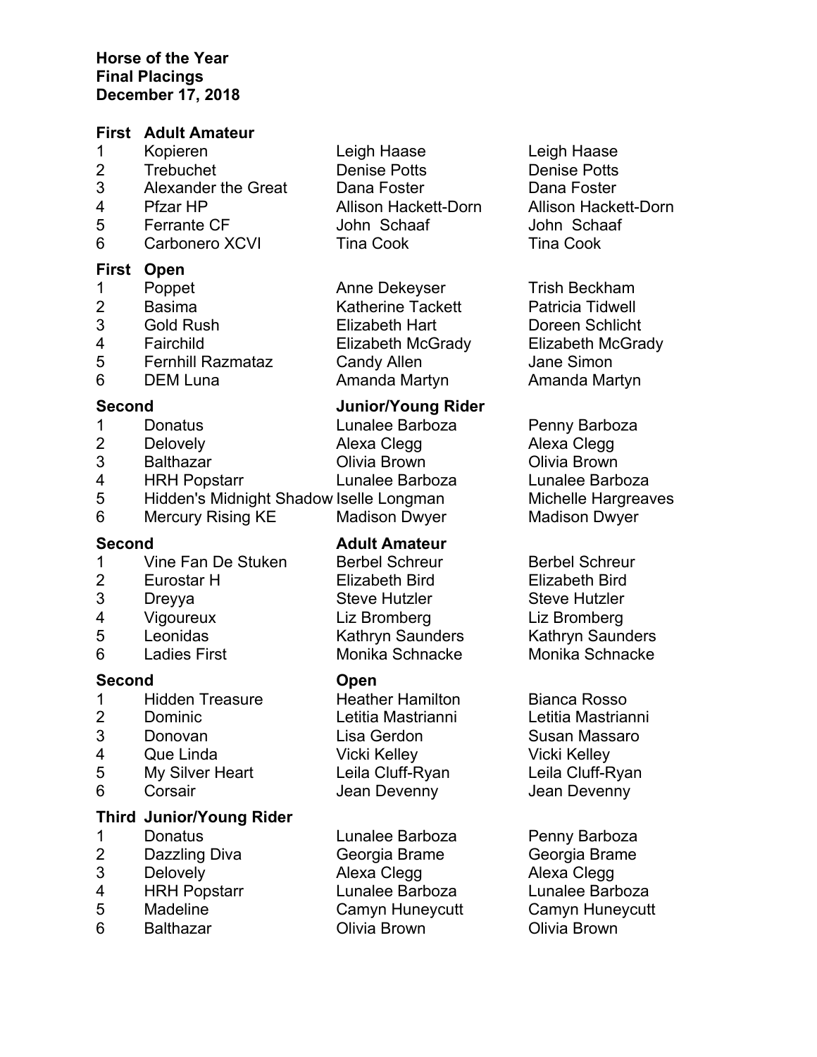**Horse of the Year**
**Final Placings**
**December 17, 2018**

**First Adult Amateur**

| | | | |
|---|---|---|---|
| 1 | Kopieren | Leigh Haase | Leigh Haase |
| 2 | Trebuchet | Denise Potts | Denise Potts |
| 3 | Alexander the Great | Dana Foster | Dana Foster |
| 4 | Pfzar HP | Allison Hackett-Dorn | Allison Hackett-Dorn |
| 5 | Ferrante CF | John Schaaf | John Schaaf |
| 6 | Carbonero XCVI | Tina Cook | Tina Cook |

**First Open**

| | | | |
|---|---|---|---|
| 1 | Poppet | Anne Dekeyser | Trish Beckham |
| 2 | Basima | Katherine Tackett | Patricia Tidwell |
| 3 | Gold Rush | Elizabeth Hart | Doreen Schlicht |
| 4 | Fairchild | Elizabeth McGrady | Elizabeth McGrady |
| 5 | Fernhill Razmataz | Candy Allen | Jane Simon |
| 6 | DEM Luna | Amanda Martyn | Amanda Martyn |

**Second Junior/Young Rider**

| | | | |
|---|---|---|---|
| 1 | Donatus | Lunalee Barboza | Penny Barboza |
| 2 | Delovely | Alexa Clegg | Alexa Clegg |
| 3 | Balthazar | Olivia Brown | Olivia Brown |
| 4 | HRH Popstarr | Lunalee Barboza | Lunalee Barboza |
| 5 | Hidden's Midnight Shadow | Iselle Longman | Michelle Hargreaves |
| 6 | Mercury Rising KE | Madison Dwyer | Madison Dwyer |

**Second Adult Amateur**

| | | | |
|---|---|---|---|
| 1 | Vine Fan De Stuken | Berbel Schreur | Berbel Schreur |
| 2 | Eurostar H | Elizabeth Bird | Elizabeth Bird |
| 3 | Dreyya | Steve Hutzler | Steve Hutzler |
| 4 | Vigoureux | Liz Bromberg | Liz Bromberg |
| 5 | Leonidas | Kathryn Saunders | Kathryn Saunders |
| 6 | Ladies First | Monika Schnacke | Monika Schnacke |

**Second Open**

| | | | |
|---|---|---|---|
| 1 | Hidden Treasure | Heather Hamilton | Bianca Rosso |
| 2 | Dominic | Letitia Mastrianni | Letitia Mastrianni |
| 3 | Donovan | Lisa Gerdon | Susan Massaro |
| 4 | Que Linda | Vicki Kelley | Vicki Kelley |
| 5 | My Silver Heart | Leila Cluff-Ryan | Leila Cluff-Ryan |
| 6 | Corsair | Jean Devenny | Jean Devenny |

**Third Junior/Young Rider**

| | | | |
|---|---|---|---|
| 1 | Donatus | Lunalee Barboza | Penny Barboza |
| 2 | Dazzling Diva | Georgia Brame | Georgia Brame |
| 3 | Delovely | Alexa Clegg | Alexa Clegg |
| 4 | HRH Popstarr | Lunalee Barboza | Lunalee Barboza |
| 5 | Madeline | Camyn Huneycutt | Camyn Huneycutt |
| 6 | Balthazar | Olivia Brown | Olivia Brown |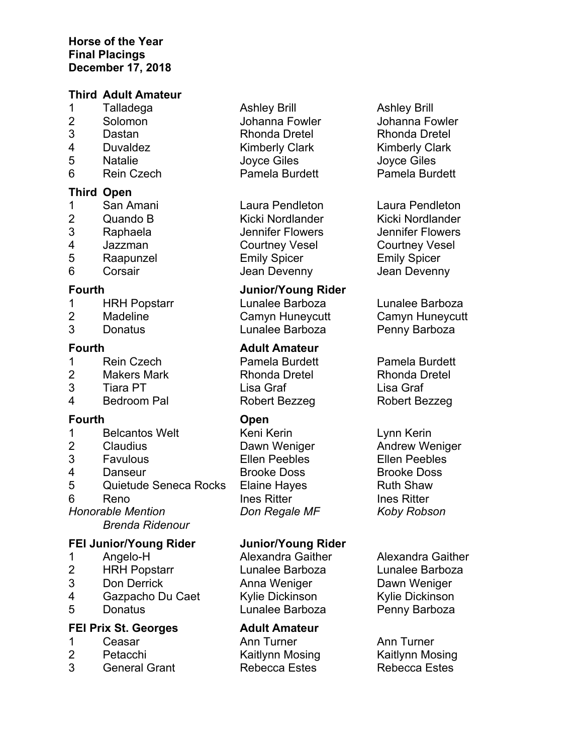**Horse of the Year**
**Final Placings**
**December 17, 2018**

**Third Adult Amateur**

| | | | |
|---|---|---|---|
| 1 | Talladega | Ashley Brill | Ashley Brill |
| 2 | Solomon | Johanna Fowler | Johanna Fowler |
| 3 | Dastan | Rhonda Dretel | Rhonda Dretel |
| 4 | Duvaldez | Kimberly Clark | Kimberly Clark |
| 5 | Natalie | Joyce Giles | Joyce Giles |
| 6 | Rein Czech | Pamela Burdett | Pamela Burdett |

**Third Open**

| | | | |
|---|---|---|---|
| 1 | San Amani | Laura Pendleton | Laura Pendleton |
| 2 | Quando B | Kicki Nordlander | Kicki Nordlander |
| 3 | Raphaela | Jennifer Flowers | Jennifer Flowers |
| 4 | Jazzman | Courtney Vesel | Courtney Vesel |
| 5 | Raapunzel | Emily Spicer | Emily Spicer |
| 6 | Corsair | Jean Devenny | Jean Devenny |

**Fourth Junior/Young Rider**

| | | | |
|---|---|---|---|
| 1 | HRH Popstarr | Lunalee Barboza | Lunalee Barboza |
| 2 | Madeline | Camyn Huneycutt | Camyn Huneycutt |
| 3 | Donatus | Lunalee Barboza | Penny Barboza |

**Fourth Adult Amateur**

| | | | |
|---|---|---|---|
| 1 | Rein Czech | Pamela Burdett | Pamela Burdett |
| 2 | Makers Mark | Rhonda Dretel | Rhonda Dretel |
| 3 | Tiara PT | Lisa Graf | Lisa Graf |
| 4 | Bedroom Pal | Robert Bezzeg | Robert Bezzeg |

**Fourth Open**

| | | | |
|---|---|---|---|
| 1 | Belcantos Welt | Keni Kerin | Lynn Kerin |
| 2 | Claudius | Dawn Weniger | Andrew Weniger |
| 3 | Favulous | Ellen Peebles | Ellen Peebles |
| 4 | Danseur | Brooke Doss | Brooke Doss |
| 5 | Quietude Seneca Rocks | Elaine Hayes | Ruth Shaw |
| 6 | Reno | Ines Ritter | Ines Ritter |

*Honorable Mention* *Don Regale MF* *Koby Robson*
*Brenda Ridenour*

**FEI Junior/Young Rider Junior/Young Rider**

| | | | |
|---|---|---|---|
| 1 | Angelo-H | Alexandra Gaither | Alexandra Gaither |
| 2 | HRH Popstarr | Lunalee Barboza | Lunalee Barboza |
| 3 | Don Derrick | Anna Weniger | Dawn Weniger |
| 4 | Gazpacho Du Caet | Kylie Dickinson | Kylie Dickinson |
| 5 | Donatus | Lunalee Barboza | Penny Barboza |

**FEI Prix St. Georges Adult Amateur**

| | | | |
|---|---|---|---|
| 1 | Ceasar | Ann Turner | Ann Turner |
| 2 | Petacchi | Kaitlynn Mosing | Kaitlynn Mosing |
| 3 | General Grant | Rebecca Estes | Rebecca Estes |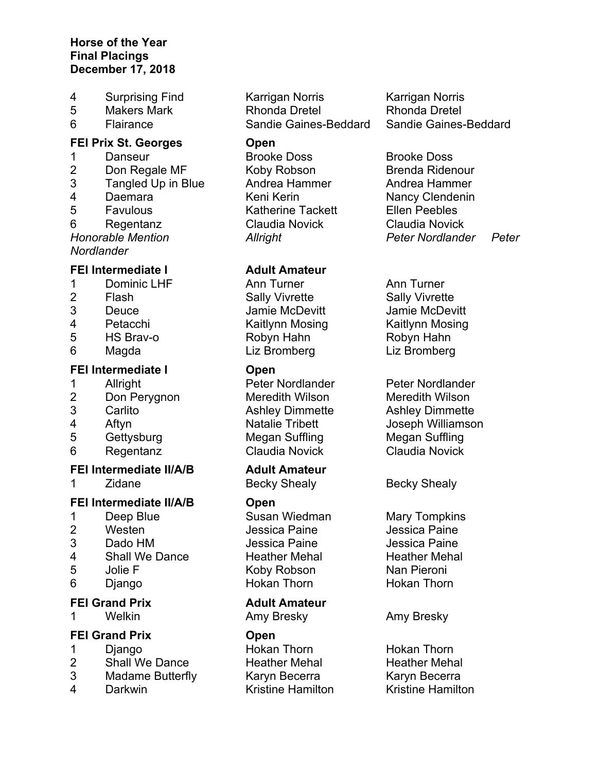**Horse of the Year**
**Final Placings**
**December 17, 2018**

| | | | |
|---|---|---|---|
| 4 | Surprising Find | Karrigan Norris | Karrigan Norris |
| 5 | Makers Mark | Rhonda Dretel | Rhonda Dretel |
| 6 | Flairance | Sandie Gaines-Beddard | Sandie Gaines-Beddard |

**FEI Prix St. Georges** **Open**

| | | | |
|---|---|---|---|
| 1 | Danseur | Brooke Doss | Brooke Doss |
| 2 | Don Regale MF | Koby Robson | Brenda Ridenour |
| 3 | Tangled Up in Blue | Andrea Hammer | Andrea Hammer |
| 4 | Daemara | Keni Kerin | Nancy Clendenin |
| 5 | Favulous | Katherine Tackett | Ellen Peebles |
| 6 | Regentanz | Claudia Novick | Claudia Novick |
| *Honorable Mention* | | *Allright* | *Peter Nordlander Peter Nordlander* |

**FEI Intermediate I** **Adult Amateur**

| | | | |
|---|---|---|---|
| 1 | Dominic LHF | Ann Turner | Ann Turner |
| 2 | Flash | Sally Vivrette | Sally Vivrette |
| 3 | Deuce | Jamie McDevitt | Jamie McDevitt |
| 4 | Petacchi | Kaitlynn Mosing | Kaitlynn Mosing |
| 5 | HS Brav-o | Robyn Hahn | Robyn Hahn |
| 6 | Magda | Liz Bromberg | Liz Bromberg |

**FEI Intermediate I** **Open**

| | | | |
|---|---|---|---|
| 1 | Allright | Peter Nordlander | Peter Nordlander |
| 2 | Don Perygnon | Meredith Wilson | Meredith Wilson |
| 3 | Carlito | Ashley Dimmette | Ashley Dimmette |
| 4 | Aftyn | Natalie Tribett | Joseph Williamson |
| 5 | Gettysburg | Megan Suffling | Megan Suffling |
| 6 | Regentanz | Claudia Novick | Claudia Novick |

**FEI Intermediate II/A/B** **Adult Amateur**

| | | | |
|---|---|---|---|
| 1 | Zidane | Becky Shealy | Becky Shealy |

**FEI Intermediate II/A/B** **Open**

| | | | |
|---|---|---|---|
| 1 | Deep Blue | Susan Wiedman | Mary Tompkins |
| 2 | Westen | Jessica Paine | Jessica Paine |
| 3 | Dado HM | Jessica Paine | Jessica Paine |
| 4 | Shall We Dance | Heather Mehal | Heather Mehal |
| 5 | Jolie F | Koby Robson | Nan Pieroni |
| 6 | Django | Hokan Thorn | Hokan Thorn |

**FEI Grand Prix** **Adult Amateur**

| | | | |
|---|---|---|---|
| 1 | Welkin | Amy Bresky | Amy Bresky |

**FEI Grand Prix** **Open**

| | | | |
|---|---|---|---|
| 1 | Django | Hokan Thorn | Hokan Thorn |
| 2 | Shall We Dance | Heather Mehal | Heather Mehal |
| 3 | Madame Butterfly | Karyn Becerra | Karyn Becerra |
| 4 | Darkwin | Kristine Hamilton | Kristine Hamilton |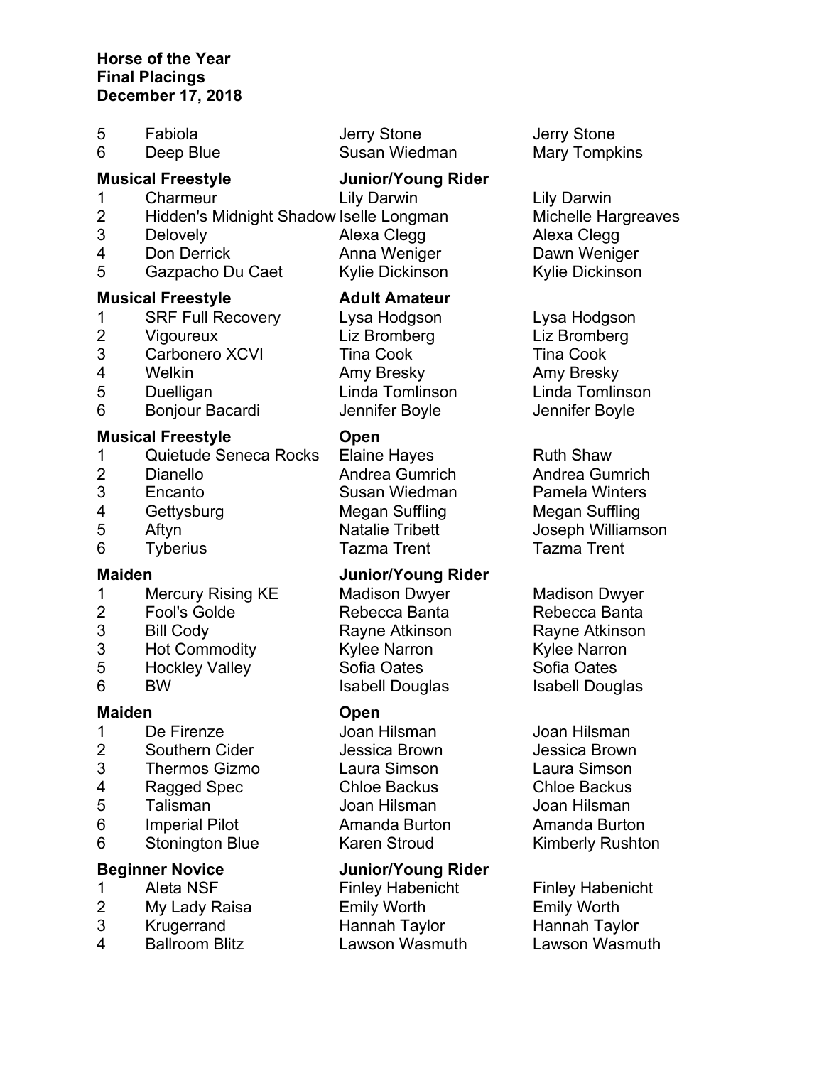**Horse of the Year**
**Final Placings**
**December 17, 2018**

| | | | |
|---|---|---|---|
| 5 | Fabiola | Jerry Stone | Jerry Stone |
| 6 | Deep Blue | Susan Wiedman | Mary Tompkins |

**Musical Freestyle** — **Junior/Young Rider**

| | | | |
|---|---|---|---|
| 1 | Charmeur | Lily Darwin | Lily Darwin |
| 2 | Hidden's Midnight Shadow | Iselle Longman | Michelle Hargreaves |
| 3 | Delovely | Alexa Clegg | Alexa Clegg |
| 4 | Don Derrick | Anna Weniger | Dawn Weniger |
| 5 | Gazpacho Du Caet | Kylie Dickinson | Kylie Dickinson |

**Musical Freestyle** — **Adult Amateur**

| | | | |
|---|---|---|---|
| 1 | SRF Full Recovery | Lysa Hodgson | Lysa Hodgson |
| 2 | Vigoureux | Liz Bromberg | Liz Bromberg |
| 3 | Carbonero XCVI | Tina Cook | Tina Cook |
| 4 | Welkin | Amy Bresky | Amy Bresky |
| 5 | Duelligan | Linda Tomlinson | Linda Tomlinson |
| 6 | Bonjour Bacardi | Jennifer Boyle | Jennifer Boyle |

**Musical Freestyle** — **Open**

| | | | |
|---|---|---|---|
| 1 | Quietude Seneca Rocks | Elaine Hayes | Ruth Shaw |
| 2 | Dianello | Andrea Gumrich | Andrea Gumrich |
| 3 | Encanto | Susan Wiedman | Pamela Winters |
| 4 | Gettysburg | Megan Suffling | Megan Suffling |
| 5 | Aftyn | Natalie Tribett | Joseph Williamson |
| 6 | Tyberius | Tazma Trent | Tazma Trent |

**Maiden** — **Junior/Young Rider**

| | | | |
|---|---|---|---|
| 1 | Mercury Rising KE | Madison Dwyer | Madison Dwyer |
| 2 | Fool's Golde | Rebecca Banta | Rebecca Banta |
| 3 | Bill Cody | Rayne Atkinson | Rayne Atkinson |
| 3 | Hot Commodity | Kylee Narron | Kylee Narron |
| 5 | Hockley Valley | Sofia Oates | Sofia Oates |
| 6 | BW | Isabell Douglas | Isabell Douglas |

**Maiden** — **Open**

| | | | |
|---|---|---|---|
| 1 | De Firenze | Joan Hilsman | Joan Hilsman |
| 2 | Southern Cider | Jessica Brown | Jessica Brown |
| 3 | Thermos Gizmo | Laura Simson | Laura Simson |
| 4 | Ragged Spec | Chloe Backus | Chloe Backus |
| 5 | Talisman | Joan Hilsman | Joan Hilsman |
| 6 | Imperial Pilot | Amanda Burton | Amanda Burton |
| 6 | Stonington Blue | Karen Stroud | Kimberly Rushton |

**Beginner Novice** — **Junior/Young Rider**

| | | | |
|---|---|---|---|
| 1 | Aleta NSF | Finley Habenicht | Finley Habenicht |
| 2 | My Lady Raisa | Emily Worth | Emily Worth |
| 3 | Krugerrand | Hannah Taylor | Hannah Taylor |
| 4 | Ballroom Blitz | Lawson Wasmuth | Lawson Wasmuth |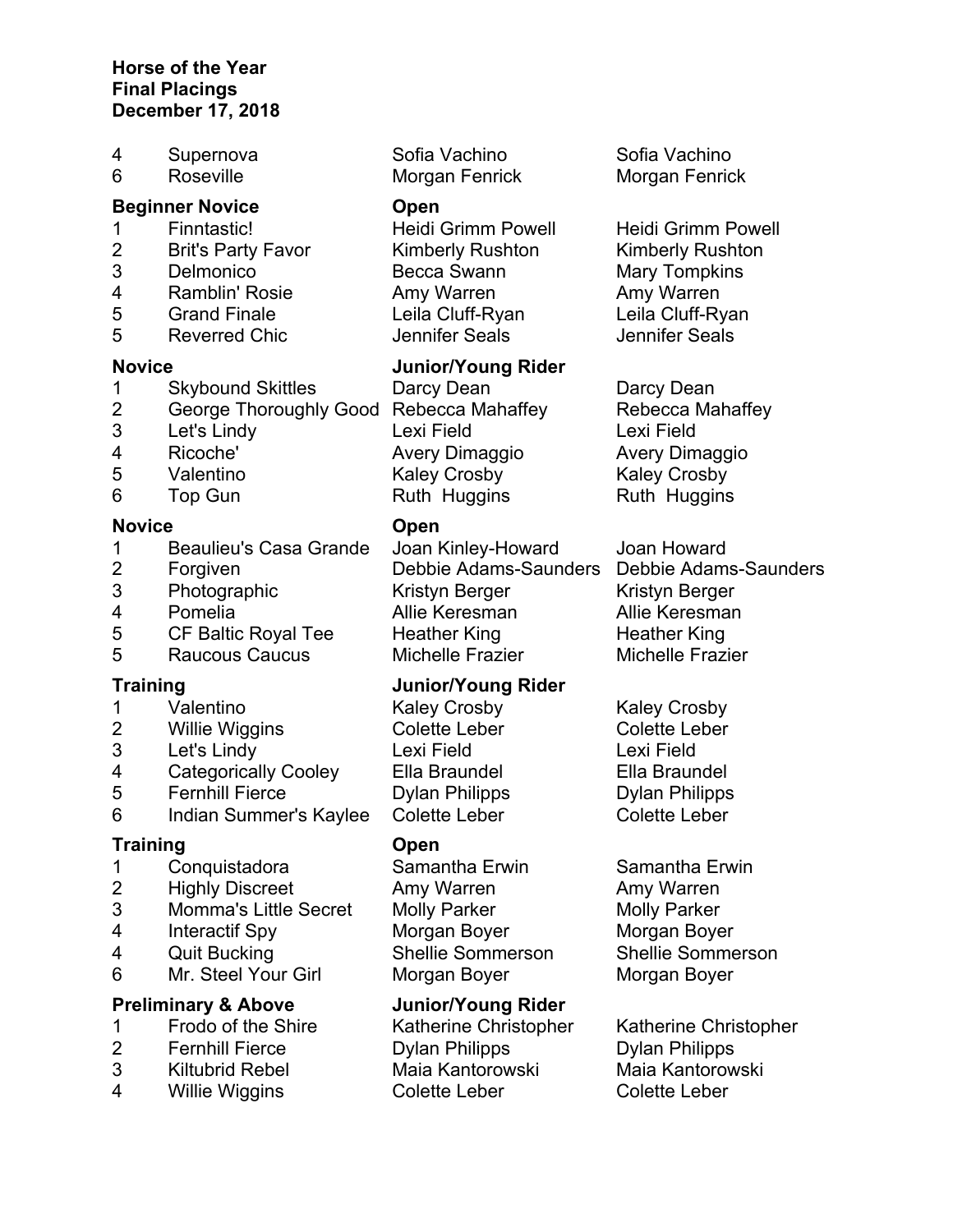**Horse of the Year**
**Final Placings**
**December 17, 2018**

| | | | |
|---|---|---|---|
| 4 | Supernova | Sofia Vachino | Sofia Vachino |
| 6 | Roseville | Morgan Fenrick | Morgan Fenrick |

**Beginner Novice** **Open**

| | | | |
|---|---|---|---|
| 1 | Finntastic! | Heidi Grimm Powell | Heidi Grimm Powell |
| 2 | Brit's Party Favor | Kimberly Rushton | Kimberly Rushton |
| 3 | Delmonico | Becca Swann | Mary Tompkins |
| 4 | Ramblin' Rosie | Amy Warren | Amy Warren |
| 5 | Grand Finale | Leila Cluff-Ryan | Leila Cluff-Ryan |
| 5 | Reverred Chic | Jennifer Seals | Jennifer Seals |

**Novice** **Junior/Young Rider**

| | | | |
|---|---|---|---|
| 1 | Skybound Skittles | Darcy Dean | Darcy Dean |
| 2 | George Thoroughly Good | Rebecca Mahaffey | Rebecca Mahaffey |
| 3 | Let's Lindy | Lexi Field | Lexi Field |
| 4 | Ricoche' | Avery Dimaggio | Avery Dimaggio |
| 5 | Valentino | Kaley Crosby | Kaley Crosby |
| 6 | Top Gun | Ruth Huggins | Ruth Huggins |

**Novice** **Open**

| | | | |
|---|---|---|---|
| 1 | Beaulieu's Casa Grande | Joan Kinley-Howard | Joan Howard |
| 2 | Forgiven | Debbie Adams-Saunders | Debbie Adams-Saunders |
| 3 | Photographic | Kristyn Berger | Kristyn Berger |
| 4 | Pomelia | Allie Keresman | Allie Keresman |
| 5 | CF Baltic Royal Tee | Heather King | Heather King |
| 5 | Raucous Caucus | Michelle Frazier | Michelle Frazier |

**Training** **Junior/Young Rider**

| | | | |
|---|---|---|---|
| 1 | Valentino | Kaley Crosby | Kaley Crosby |
| 2 | Willie Wiggins | Colette Leber | Colette Leber |
| 3 | Let's Lindy | Lexi Field | Lexi Field |
| 4 | Categorically Cooley | Ella Braundel | Ella Braundel |
| 5 | Fernhill Fierce | Dylan Philipps | Dylan Philipps |
| 6 | Indian Summer's Kaylee | Colette Leber | Colette Leber |

**Training** **Open**

| | | | |
|---|---|---|---|
| 1 | Conquistadora | Samantha Erwin | Samantha Erwin |
| 2 | Highly Discreet | Amy Warren | Amy Warren |
| 3 | Momma's Little Secret | Molly Parker | Molly Parker |
| 4 | Interactif Spy | Morgan Boyer | Morgan Boyer |
| 4 | Quit Bucking | Shellie Sommerson | Shellie Sommerson |
| 6 | Mr. Steel Your Girl | Morgan Boyer | Morgan Boyer |

**Preliminary & Above** **Junior/Young Rider**

| | | | |
|---|---|---|---|
| 1 | Frodo of the Shire | Katherine Christopher | Katherine Christopher |
| 2 | Fernhill Fierce | Dylan Philipps | Dylan Philipps |
| 3 | Kiltubrid Rebel | Maia Kantorowski | Maia Kantorowski |
| 4 | Willie Wiggins | Colette Leber | Colette Leber |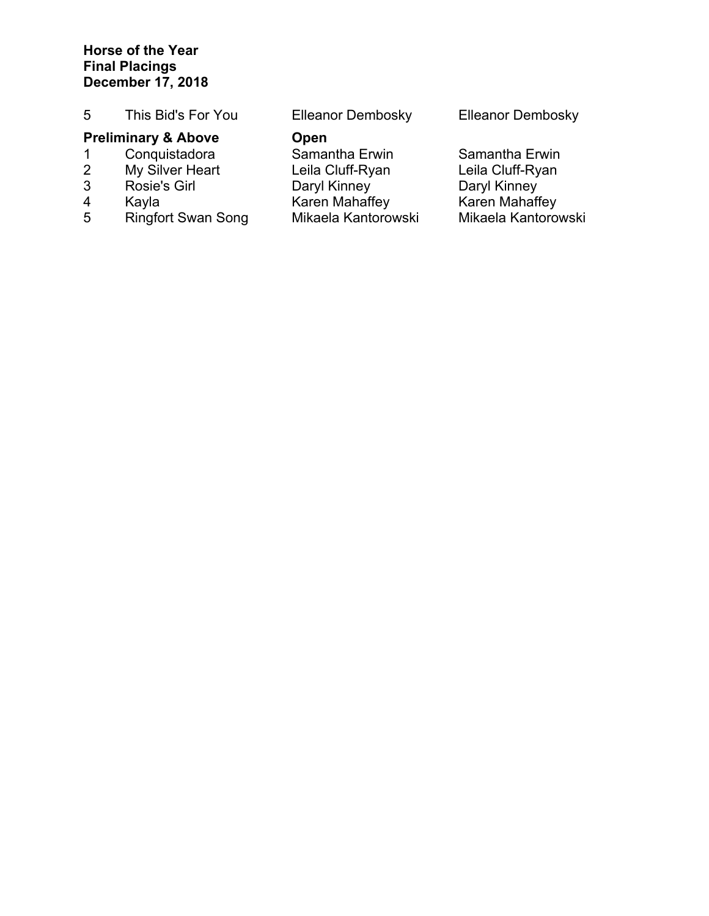| | | | |
|---|---|---|---|
| 5 | This Bid's For You | Elleanor Dembosky | Elleanor Dembosky |
| **Preliminary & Above** | | **Open** | |
| 1 | Conquistadora | Samantha Erwin | Samantha Erwin |
| 2 | My Silver Heart | Leila Cluff-Ryan | Leila Cluff-Ryan |
| 3 | Rosie's Girl | Daryl Kinney | Daryl Kinney |
| 4 | Kayla | Karen Mahaffey | Karen Mahaffey |
| 5 | Ringfort Swan Song | Mikaela Kantorowski | Mikaela Kantorowski |